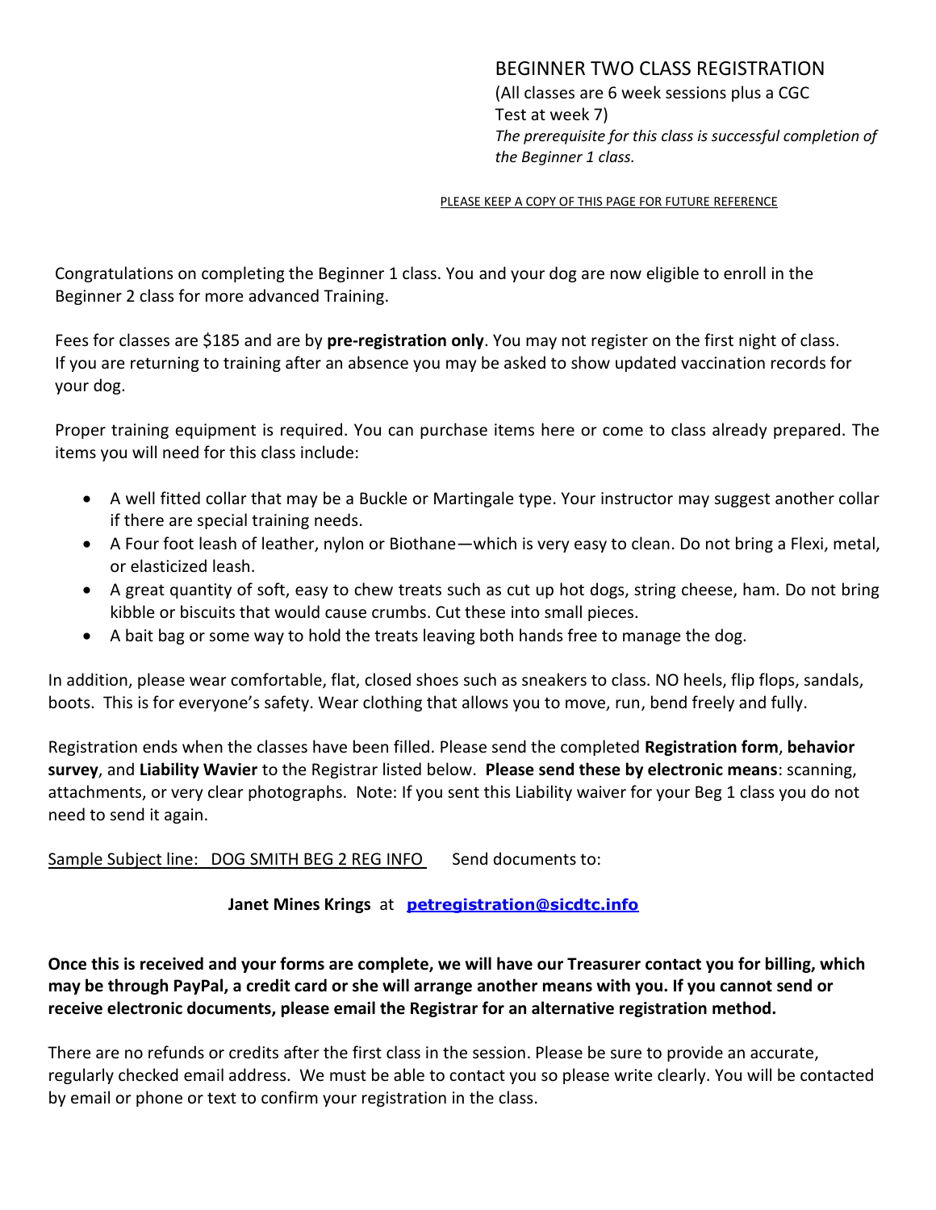# BEGINNER TWO CLASS REGISTRATION

(All classes are 6 week sessions plus a CGC Test at week 7)

*The prerequisite for this class is successful completion of the Beginner 1 class.*

PLEASE KEEP A COPY OF THIS PAGE FOR FUTURE REFERENCE

Congratulations on completing the Beginner 1 class. You and your dog are now eligible to enroll in the Beginner 2 class for more advanced Training.

Fees for classes are $185 and are by **pre-registration only**. You may not register on the first night of class. If you are returning to training after an absence you may be asked to show updated vaccination records for your dog.

Proper training equipment is required. You can purchase items here or come to class already prepared. The items you will need for this class include:

- A well fitted collar that may be a Buckle or Martingale type. Your instructor may suggest another collar if there are special training needs.
- A Four foot leash of leather, nylon or Biothane—which is very easy to clean. Do not bring a Flexi, metal, or elasticized leash.
- A great quantity of soft, easy to chew treats such as cut up hot dogs, string cheese, ham. Do not bring kibble or biscuits that would cause crumbs. Cut these into small pieces.
- A bait bag or some way to hold the treats leaving both hands free to manage the dog.

In addition, please wear comfortable, flat, closed shoes such as sneakers to class. NO heels, flip flops, sandals, boots. This is for everyone's safety. Wear clothing that allows you to move, run, bend freely and fully.

Registration ends when the classes have been filled. Please send the completed **Registration form**, **behavior survey**, and **Liability Wavier** to the Registrar listed below. **Please send these by electronic means**: scanning, attachments, or very clear photographs. Note: If you sent this Liability waiver for your Beg 1 class you do not need to send it again.

Sample Subject line: DOG SMITH BEG 2 REG INFO     Send documents to:

**Janet Mines Krings** at **petregistration@sicdtc.info**

**Once this is received and your forms are complete, we will have our Treasurer contact you for billing, which may be through PayPal, a credit card or she will arrange another means with you. If you cannot send or receive electronic documents, please email the Registrar for an alternative registration method.**

There are no refunds or credits after the first class in the session. Please be sure to provide an accurate, regularly checked email address. We must be able to contact you so please write clearly. You will be contacted by email or phone or text to confirm your registration in the class.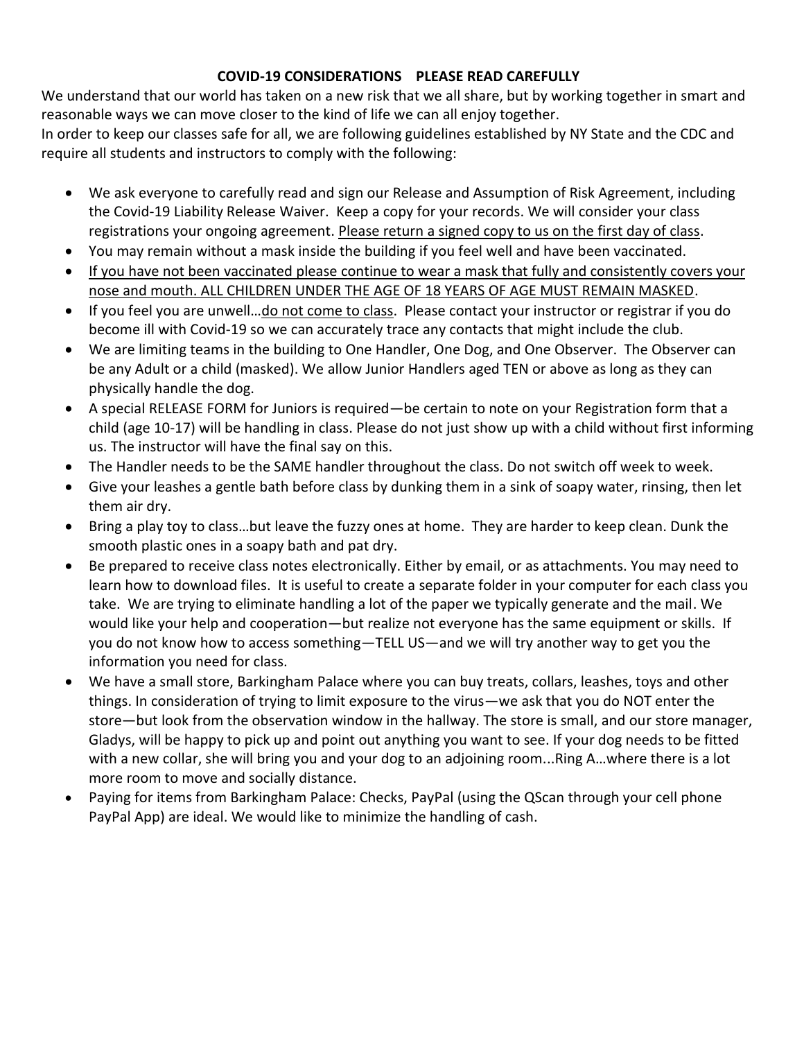**COVID-19 CONSIDERATIONS PLEASE READ CAREFULLY**

We understand that our world has taken on a new risk that we all share, but by working together in smart and reasonable ways we can move closer to the kind of life we can all enjoy together.

In order to keep our classes safe for all, we are following guidelines established by NY State and the CDC and require all students and instructors to comply with the following:

- We ask everyone to carefully read and sign our Release and Assumption of Risk Agreement, including the Covid-19 Liability Release Waiver. Keep a copy for your records. We will consider your class registrations your ongoing agreement. <u>Please return a signed copy to us on the first day of class</u>.
- You may remain without a mask inside the building if you feel well and have been vaccinated.
- <u>If you have not been vaccinated please continue to wear a mask that fully and consistently covers your nose and mouth. ALL CHILDREN UNDER THE AGE OF 18 YEARS OF AGE MUST REMAIN MASKED</u>.
- If you feel you are unwell…<u>do not come to class</u>. Please contact your instructor or registrar if you do become ill with Covid-19 so we can accurately trace any contacts that might include the club.
- We are limiting teams in the building to One Handler, One Dog, and One Observer. The Observer can be any Adult or a child (masked). We allow Junior Handlers aged TEN or above as long as they can physically handle the dog.
- A special RELEASE FORM for Juniors is required—be certain to note on your Registration form that a child (age 10-17) will be handling in class. Please do not just show up with a child without first informing us. The instructor will have the final say on this.
- The Handler needs to be the SAME handler throughout the class. Do not switch off week to week.
- Give your leashes a gentle bath before class by dunking them in a sink of soapy water, rinsing, then let them air dry.
- Bring a play toy to class…but leave the fuzzy ones at home. They are harder to keep clean. Dunk the smooth plastic ones in a soapy bath and pat dry.
- Be prepared to receive class notes electronically. Either by email, or as attachments. You may need to learn how to download files. It is useful to create a separate folder in your computer for each class you take. We are trying to eliminate handling a lot of the paper we typically generate and the mail. We would like your help and cooperation—but realize not everyone has the same equipment or skills. If you do not know how to access something—TELL US—and we will try another way to get you the information you need for class.
- We have a small store, Barkingham Palace where you can buy treats, collars, leashes, toys and other things. In consideration of trying to limit exposure to the virus—we ask that you do NOT enter the store—but look from the observation window in the hallway. The store is small, and our store manager, Gladys, will be happy to pick up and point out anything you want to see. If your dog needs to be fitted with a new collar, she will bring you and your dog to an adjoining room...Ring A…where there is a lot more room to move and socially distance.
- Paying for items from Barkingham Palace: Checks, PayPal (using the QScan through your cell phone PayPal App) are ideal. We would like to minimize the handling of cash.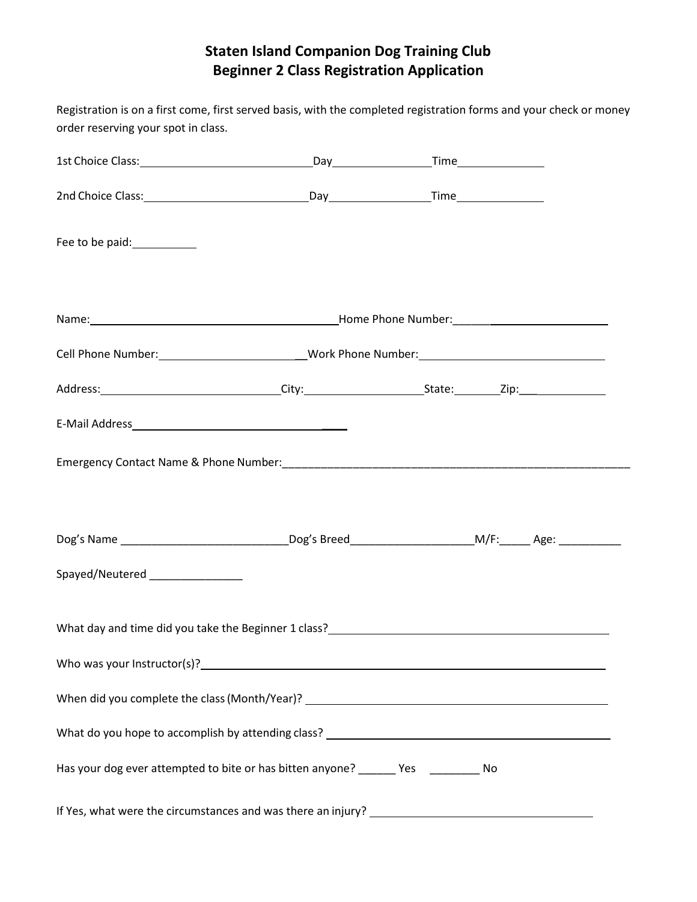# Staten Island Companion Dog Training Club
## Beginner 2 Class Registration Application

Registration is on a first come, first served basis, with the completed registration forms and your check or money order reserving your spot in class.

1st Choice Class:____________________________Day________________Time______________

2nd Choice Class:____________________________Day_________________Time______________

Fee to be paid:___________

Name:__________________________________________Home Phone Number:_____________________________

Cell Phone Number:________________________Work Phone Number:_______________________________

Address:______________________________City:____________________State:________Zip:_______________

E-Mail Address_____________________________________

Emergency Contact Name & Phone Number:___________________________________________________________

Dog's Name ___________________________Dog's Breed___________________M/F:_____ Age: __________

Spayed/Neutered _______________

What day and time did you take the Beginner 1 class?______________________________________________

Who was your Instructor(s)?___________________________________________________________________

When did you complete the class (Month/Year)? ___________________________________________________

What do you hope to accomplish by attending class? _______________________________________________

Has your dog ever attempted to bite or has bitten anyone? ______ Yes ________ No

If Yes, what were the circumstances and was there an injury? ____________________________________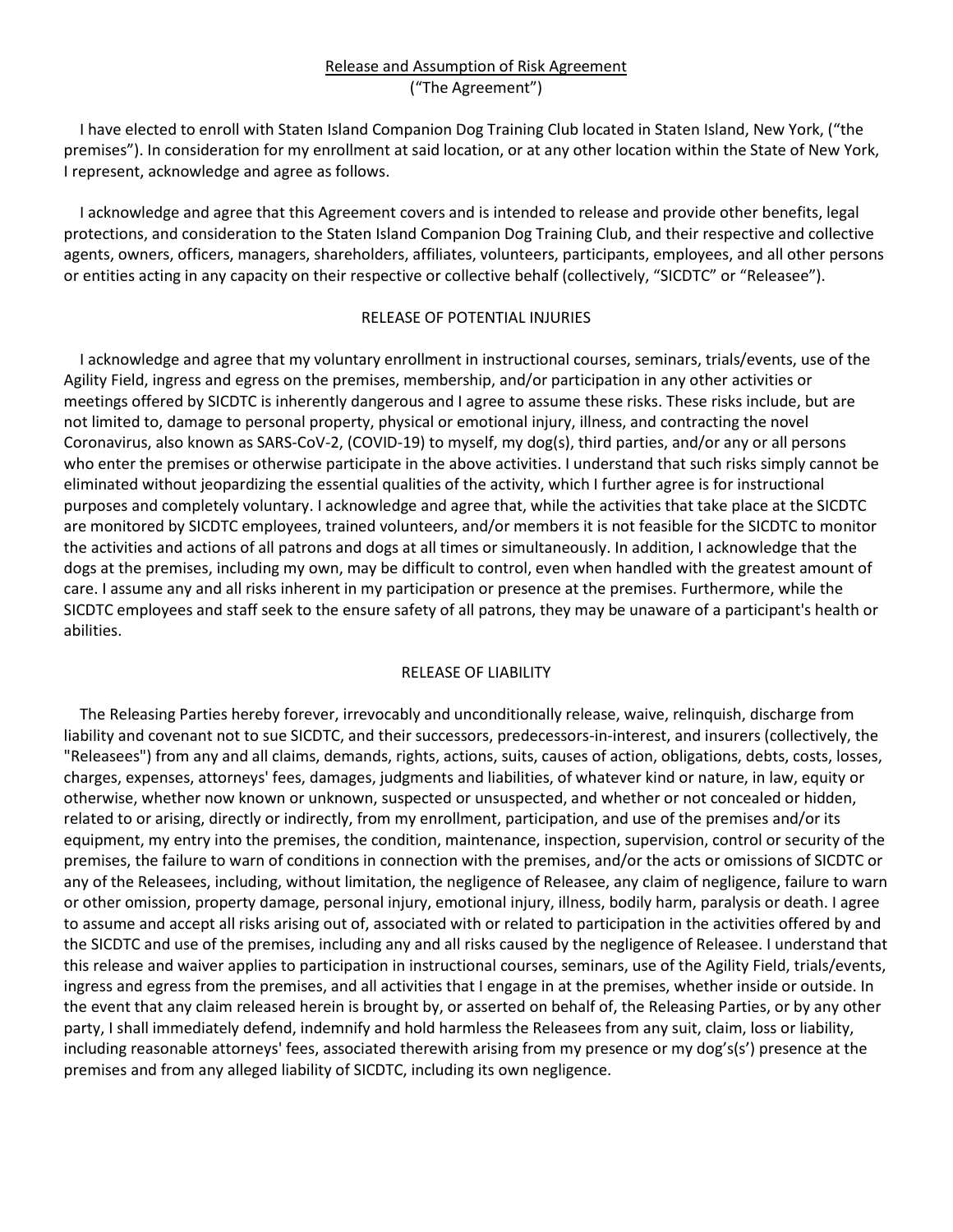<u>Release and Assumption of Risk Agreement</u>
("The Agreement")

I have elected to enroll with Staten Island Companion Dog Training Club located in Staten Island, New York, ("the premises"). In consideration for my enrollment at said location, or at any other location within the State of New York, I represent, acknowledge and agree as follows.

I acknowledge and agree that this Agreement covers and is intended to release and provide other benefits, legal protections, and consideration to the Staten Island Companion Dog Training Club, and their respective and collective agents, owners, officers, managers, shareholders, affiliates, volunteers, participants, employees, and all other persons or entities acting in any capacity on their respective or collective behalf (collectively, "SICDTC" or "Releasee").

RELEASE OF POTENTIAL INJURIES

I acknowledge and agree that my voluntary enrollment in instructional courses, seminars, trials/events, use of the Agility Field, ingress and egress on the premises, membership, and/or participation in any other activities or meetings offered by SICDTC is inherently dangerous and I agree to assume these risks. These risks include, but are not limited to, damage to personal property, physical or emotional injury, illness, and contracting the novel Coronavirus, also known as SARS-CoV-2, (COVID-19) to myself, my dog(s), third parties, and/or any or all persons who enter the premises or otherwise participate in the above activities. I understand that such risks simply cannot be eliminated without jeopardizing the essential qualities of the activity, which I further agree is for instructional purposes and completely voluntary. I acknowledge and agree that, while the activities that take place at the SICDTC are monitored by SICDTC employees, trained volunteers, and/or members it is not feasible for the SICDTC to monitor the activities and actions of all patrons and dogs at all times or simultaneously. In addition, I acknowledge that the dogs at the premises, including my own, may be difficult to control, even when handled with the greatest amount of care. I assume any and all risks inherent in my participation or presence at the premises. Furthermore, while the SICDTC employees and staff seek to the ensure safety of all patrons, they may be unaware of a participant's health or abilities.

RELEASE OF LIABILITY

The Releasing Parties hereby forever, irrevocably and unconditionally release, waive, relinquish, discharge from liability and covenant not to sue SICDTC, and their successors, predecessors-in-interest, and insurers (collectively, the "Releasees") from any and all claims, demands, rights, actions, suits, causes of action, obligations, debts, costs, losses, charges, expenses, attorneys' fees, damages, judgments and liabilities, of whatever kind or nature, in law, equity or otherwise, whether now known or unknown, suspected or unsuspected, and whether or not concealed or hidden, related to or arising, directly or indirectly, from my enrollment, participation, and use of the premises and/or its equipment, my entry into the premises, the condition, maintenance, inspection, supervision, control or security of the premises, the failure to warn of conditions in connection with the premises, and/or the acts or omissions of SICDTC or any of the Releasees, including, without limitation, the negligence of Releasee, any claim of negligence, failure to warn or other omission, property damage, personal injury, emotional injury, illness, bodily harm, paralysis or death. I agree to assume and accept all risks arising out of, associated with or related to participation in the activities offered by and the SICDTC and use of the premises, including any and all risks caused by the negligence of Releasee. I understand that this release and waiver applies to participation in instructional courses, seminars, use of the Agility Field, trials/events, ingress and egress from the premises, and all activities that I engage in at the premises, whether inside or outside. In the event that any claim released herein is brought by, or asserted on behalf of, the Releasing Parties, or by any other party, I shall immediately defend, indemnify and hold harmless the Releasees from any suit, claim, loss or liability, including reasonable attorneys' fees, associated therewith arising from my presence or my dog's(s') presence at the premises and from any alleged liability of SICDTC, including its own negligence.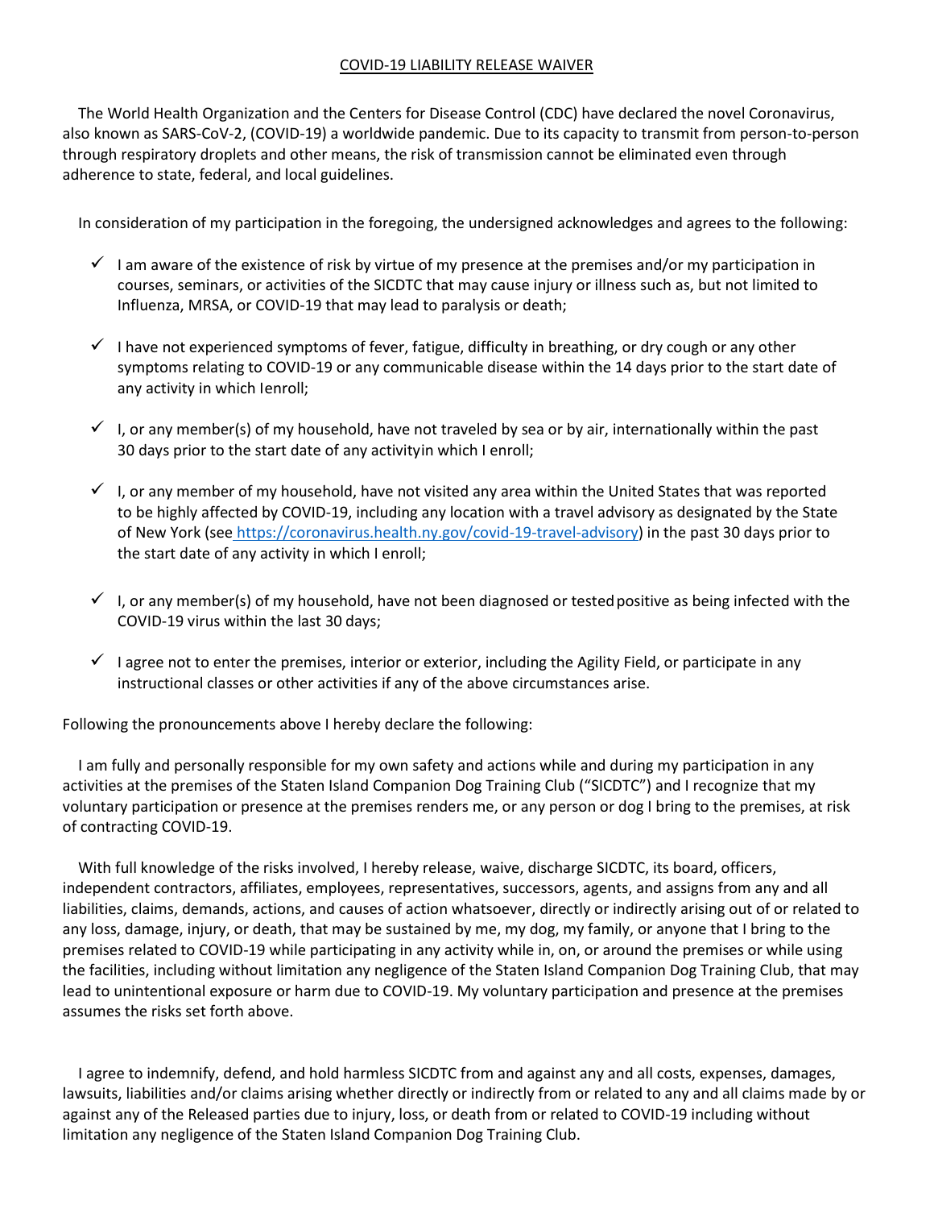<u>COVID-19 LIABILITY RELEASE WAIVER</u>

The World Health Organization and the Centers for Disease Control (CDC) have declared the novel Coronavirus, also known as SARS-CoV-2, (COVID-19) a worldwide pandemic. Due to its capacity to transmit from person-to-person through respiratory droplets and other means, the risk of transmission cannot be eliminated even through adherence to state, federal, and local guidelines.

In consideration of my participation in the foregoing, the undersigned acknowledges and agrees to the following:

- ✓ I am aware of the existence of risk by virtue of my presence at the premises and/or my participation in courses, seminars, or activities of the SICDTC that may cause injury or illness such as, but not limited to Influenza, MRSA, or COVID-19 that may lead to paralysis or death;

- ✓ I have not experienced symptoms of fever, fatigue, difficulty in breathing, or dry cough or any other symptoms relating to COVID-19 or any communicable disease within the 14 days prior to the start date of any activity in which Ienroll;

- ✓ I, or any member(s) of my household, have not traveled by sea or by air, internationally within the past 30 days prior to the start date of any activityin which I enroll;

- ✓ I, or any member of my household, have not visited any area within the United States that was reported to be highly affected by COVID-19, including any location with a travel advisory as designated by the State of New York (see https://coronavirus.health.ny.gov/covid-19-travel-advisory) in the past 30 days prior to the start date of any activity in which I enroll;

- ✓ I, or any member(s) of my household, have not been diagnosed or tested positive as being infected with the COVID-19 virus within the last 30 days;

- ✓ I agree not to enter the premises, interior or exterior, including the Agility Field, or participate in any instructional classes or other activities if any of the above circumstances arise.

Following the pronouncements above I hereby declare the following:

I am fully and personally responsible for my own safety and actions while and during my participation in any activities at the premises of the Staten Island Companion Dog Training Club ("SICDTC") and I recognize that my voluntary participation or presence at the premises renders me, or any person or dog I bring to the premises, at risk of contracting COVID-19.

With full knowledge of the risks involved, I hereby release, waive, discharge SICDTC, its board, officers, independent contractors, affiliates, employees, representatives, successors, agents, and assigns from any and all liabilities, claims, demands, actions, and causes of action whatsoever, directly or indirectly arising out of or related to any loss, damage, injury, or death, that may be sustained by me, my dog, my family, or anyone that I bring to the premises related to COVID-19 while participating in any activity while in, on, or around the premises or while using the facilities, including without limitation any negligence of the Staten Island Companion Dog Training Club, that may lead to unintentional exposure or harm due to COVID-19. My voluntary participation and presence at the premises assumes the risks set forth above.

I agree to indemnify, defend, and hold harmless SICDTC from and against any and all costs, expenses, damages, lawsuits, liabilities and/or claims arising whether directly or indirectly from or related to any and all claims made by or against any of the Released parties due to injury, loss, or death from or related to COVID-19 including without limitation any negligence of the Staten Island Companion Dog Training Club.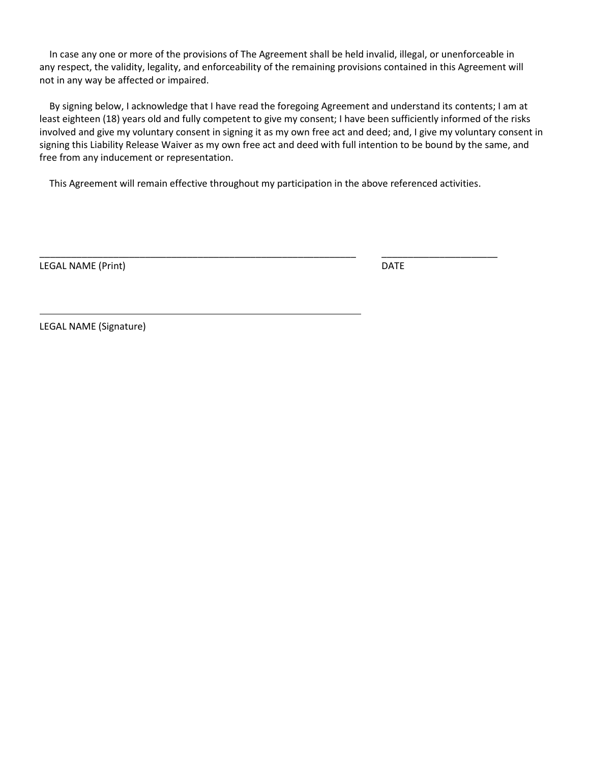In case any one or more of the provisions of The Agreement shall be held invalid, illegal, or unenforceable in any respect, the validity, legality, and enforceability of the remaining provisions contained in this Agreement will not in any way be affected or impaired.

By signing below, I acknowledge that I have read the foregoing Agreement and understand its contents; I am at least eighteen (18) years old and fully competent to give my consent; I have been sufficiently informed of the risks involved and give my voluntary consent in signing it as my own free act and deed; and, I give my voluntary consent in signing this Liability Release Waiver as my own free act and deed with full intention to be bound by the same, and free from any inducement or representation.

This Agreement will remain effective throughout my participation in the above referenced activities.

_______________________________________________________________ &nbsp;&nbsp;&nbsp;&nbsp; ______________________

LEGAL NAME (Print) &nbsp;&nbsp;&nbsp;&nbsp; DATE

_______________________________________________________________

LEGAL NAME (Signature)